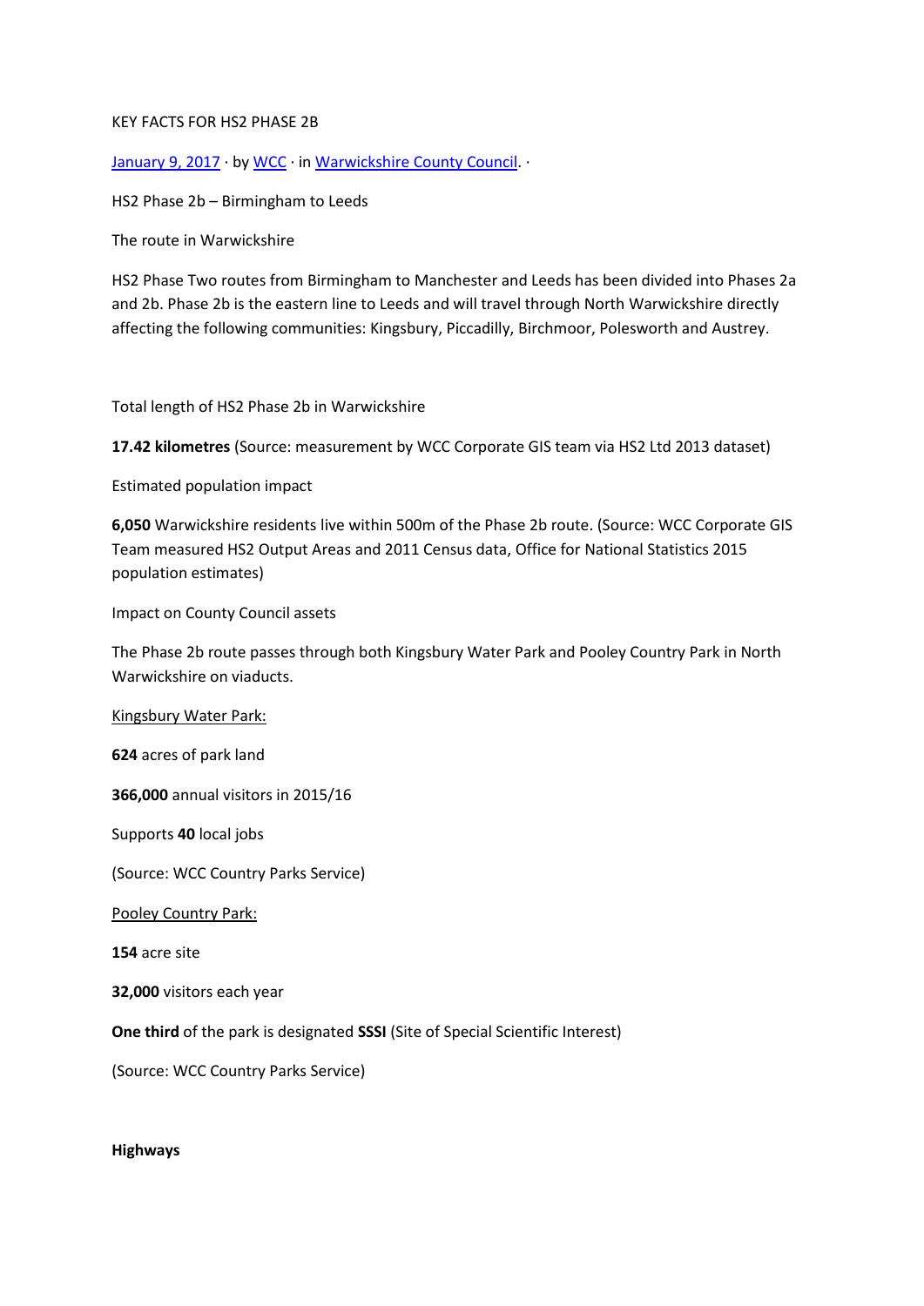# KEY FACTS FOR HS2 PHASE 2B

[January 9, 2017](#) · by [WCC](#) · in [Warwickshire County Council](#). ·

HS2 Phase 2b – Birmingham to Leeds

The route in Warwickshire

HS2 Phase Two routes from Birmingham to Manchester and Leeds has been divided into Phases 2a and 2b. Phase 2b is the eastern line to Leeds and will travel through North Warwickshire directly affecting the following communities: Kingsbury, Piccadilly, Birchmoor, Polesworth and Austrey.

Total length of HS2 Phase 2b in Warwickshire

**17.42 kilometres** (Source: measurement by WCC Corporate GIS team via HS2 Ltd 2013 dataset)

Estimated population impact

**6,050** Warwickshire residents live within 500m of the Phase 2b route. (Source: WCC Corporate GIS Team measured HS2 Output Areas and 2011 Census data, Office for National Statistics 2015 population estimates)

Impact on County Council assets

The Phase 2b route passes through both Kingsbury Water Park and Pooley Country Park in North Warwickshire on viaducts.

<u>Kingsbury Water Park:</u>

**624** acres of park land

**366,000** annual visitors in 2015/16

Supports **40** local jobs

(Source: WCC Country Parks Service)

<u>Pooley Country Park:</u>

**154** acre site

**32,000** visitors each year

**One third** of the park is designated **SSSI** (Site of Special Scientific Interest)

(Source: WCC Country Parks Service)

**Highways**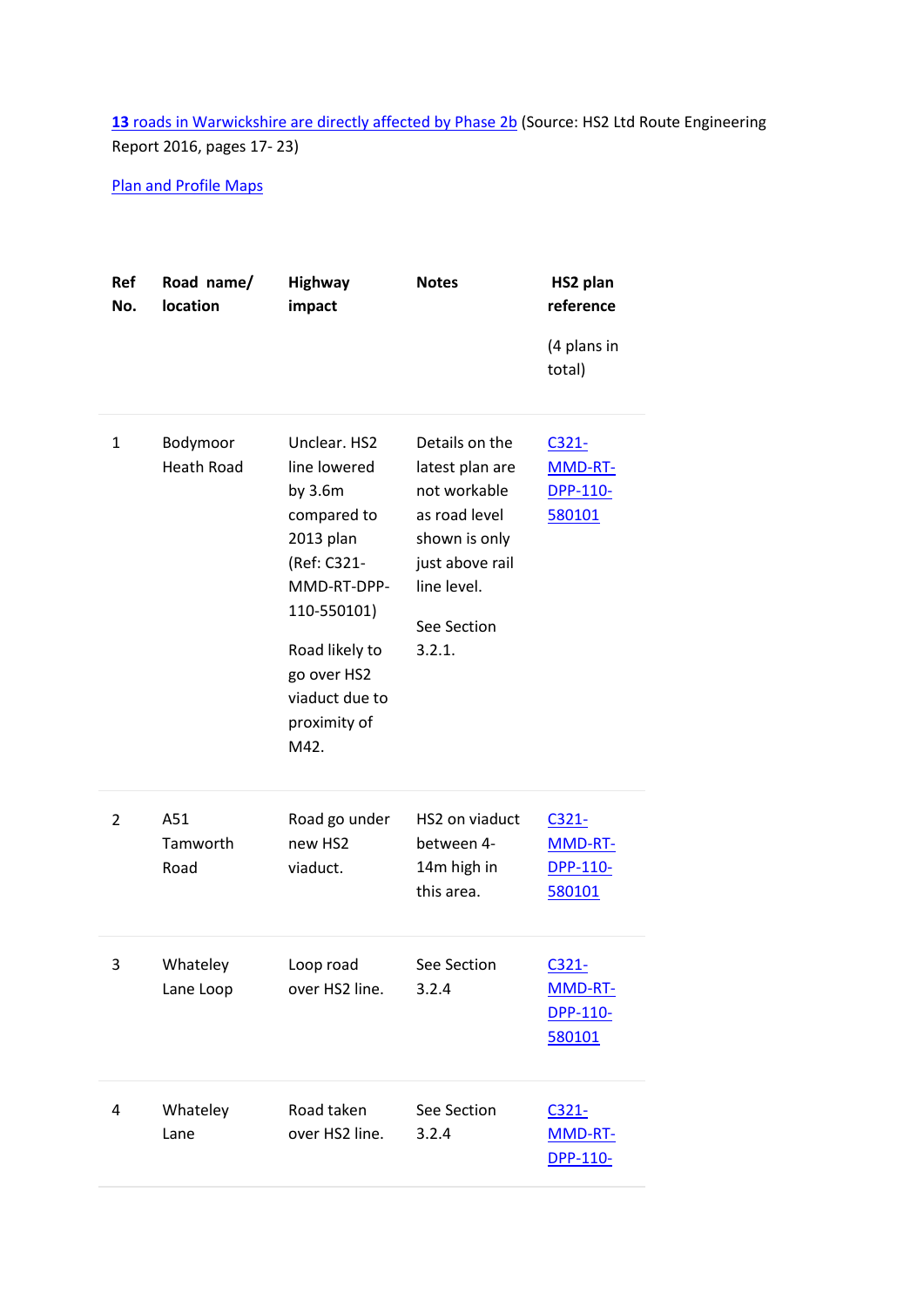[13 roads in Warwickshire are directly affected by Phase 2b](#) (Source: HS2 Ltd Route Engineering Report 2016, pages 17- 23)

[Plan and Profile Maps](#)

| Ref No. | Road name/ location | Highway impact | Notes | HS2 plan reference (4 plans in total) |
|---|---|---|---|---|
| 1 | Bodymoor Heath Road | Unclear. HS2 line lowered by 3.6m compared to 2013 plan (Ref: C321-MMD-RT-DPP-110-550101) Road likely to go over HS2 viaduct due to proximity of M42. | Details on the latest plan are not workable as road level shown is only just above rail line level. See Section 3.2.1. | C321-MMD-RT-DPP-110-580101 |
| 2 | A51 Tamworth Road | Road go under new HS2 viaduct. | HS2 on viaduct between 4-14m high in this area. | C321-MMD-RT-DPP-110-580101 |
| 3 | Whateley Lane Loop | Loop road over HS2 line. | See Section 3.2.4 | C321-MMD-RT-DPP-110-580101 |
| 4 | Whateley Lane | Road taken over HS2 line. | See Section 3.2.4 | C321-MMD-RT-DPP-110- |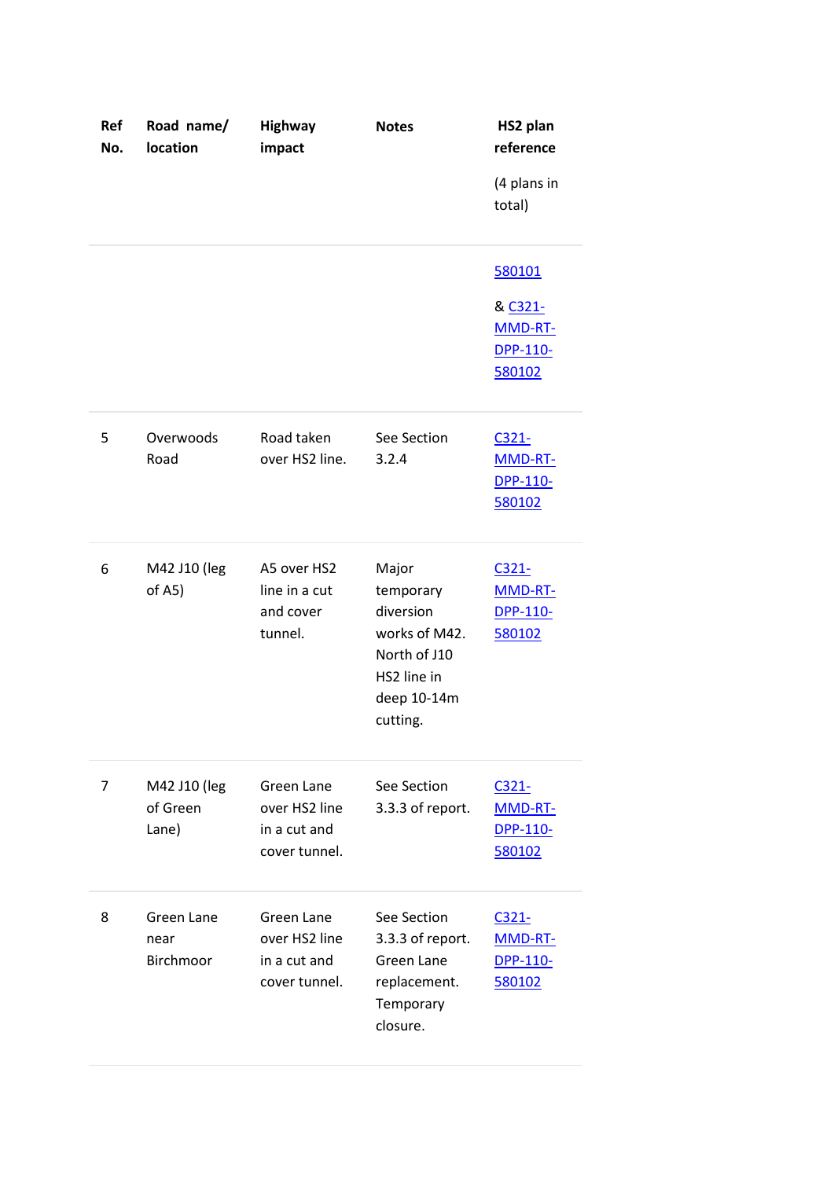| Ref No. | Road name/ location | Highway impact | Notes | HS2 plan reference (4 plans in total) |
|---|---|---|---|---|
| | | | | 580101 & C321-MMD-RT-DPP-110-580102 |
| 5 | Overwoods Road | Road taken over HS2 line. | See Section 3.2.4 | C321-MMD-RT-DPP-110-580102 |
| 6 | M42 J10 (leg of A5) | A5 over HS2 line in a cut and cover tunnel. | Major temporary diversion works of M42. North of J10 HS2 line in deep 10-14m cutting. | C321-MMD-RT-DPP-110-580102 |
| 7 | M42 J10 (leg of Green Lane) | Green Lane over HS2 line in a cut and cover tunnel. | See Section 3.3.3 of report. | C321-MMD-RT-DPP-110-580102 |
| 8 | Green Lane near Birchmoor | Green Lane over HS2 line in a cut and cover tunnel. | See Section 3.3.3 of report. Green Lane replacement. Temporary closure. | C321-MMD-RT-DPP-110-580102 |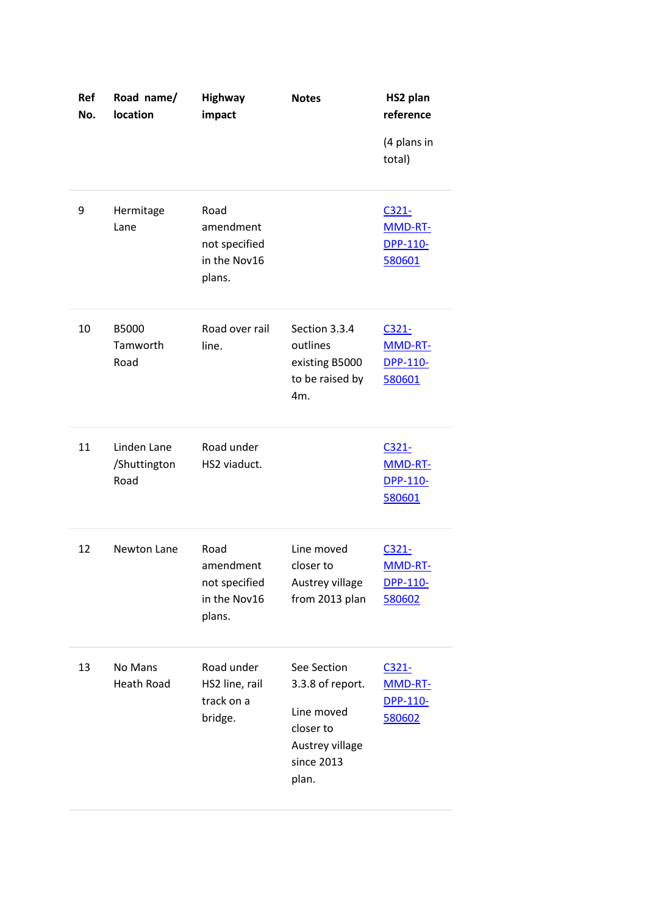| Ref No. | Road name/ location | Highway impact | Notes | HS2 plan reference (4 plans in total) |
|---|---|---|---|---|
| 9 | Hermitage Lane | Road amendment not specified in the Nov16 plans. | | C321-MMD-RT-DPP-110-580601 |
| 10 | B5000 Tamworth Road | Road over rail line. | Section 3.3.4 outlines existing B5000 to be raised by 4m. | C321-MMD-RT-DPP-110-580601 |
| 11 | Linden Lane /Shuttington Road | Road under HS2 viaduct. | | C321-MMD-RT-DPP-110-580601 |
| 12 | Newton Lane | Road amendment not specified in the Nov16 plans. | Line moved closer to Austrey village from 2013 plan | C321-MMD-RT-DPP-110-580602 |
| 13 | No Mans Heath Road | Road under HS2 line, rail track on a bridge. | See Section 3.3.8 of report. Line moved closer to Austrey village since 2013 plan. | C321-MMD-RT-DPP-110-580602 |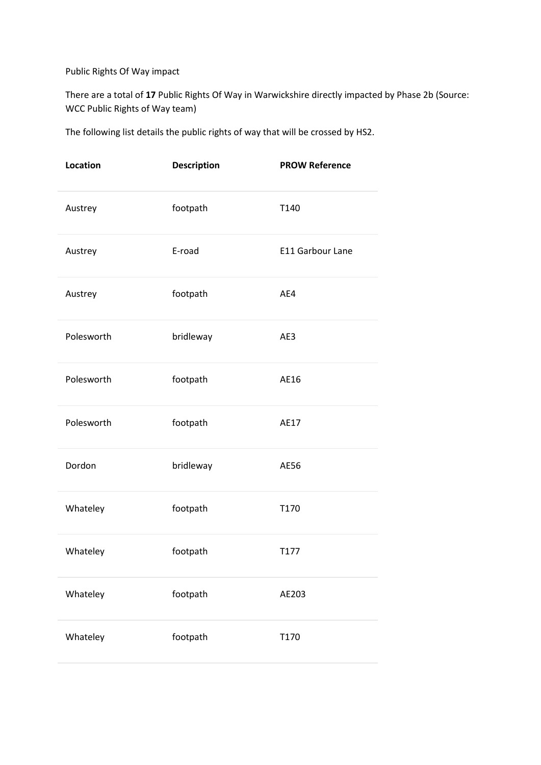Public Rights Of Way impact

There are a total of **17** Public Rights Of Way in Warwickshire directly impacted by Phase 2b (Source: WCC Public Rights of Way team)

The following list details the public rights of way that will be crossed by HS2.

| **Location** | **Description** | **PROW Reference** |
|---|---|---|
| Austrey | footpath | T140 |
| Austrey | E-road | E11 Garbour Lane |
| Austrey | footpath | AE4 |
| Polesworth | bridleway | AE3 |
| Polesworth | footpath | AE16 |
| Polesworth | footpath | AE17 |
| Dordon | bridleway | AE56 |
| Whateley | footpath | T170 |
| Whateley | footpath | T177 |
| Whateley | footpath | AE203 |
| Whateley | footpath | T170 |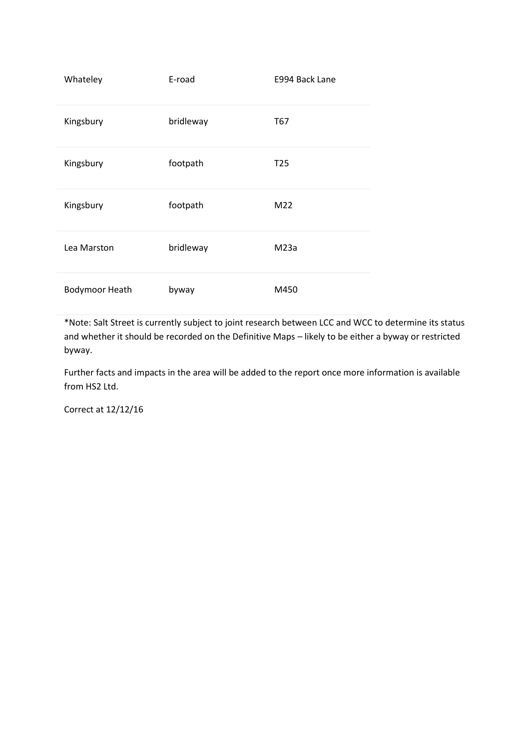| | | |
|---|---|---|
| Whateley | E-road | E994 Back Lane |
| Kingsbury | bridleway | T67 |
| Kingsbury | footpath | T25 |
| Kingsbury | footpath | M22 |
| Lea Marston | bridleway | M23a |
| Bodymoor Heath | byway | M450 |

*Note: Salt Street is currently subject to joint research between LCC and WCC to determine its status and whether it should be recorded on the Definitive Maps – likely to be either a byway or restricted byway.

Further facts and impacts in the area will be added to the report once more information is available from HS2 Ltd.

Correct at 12/12/16